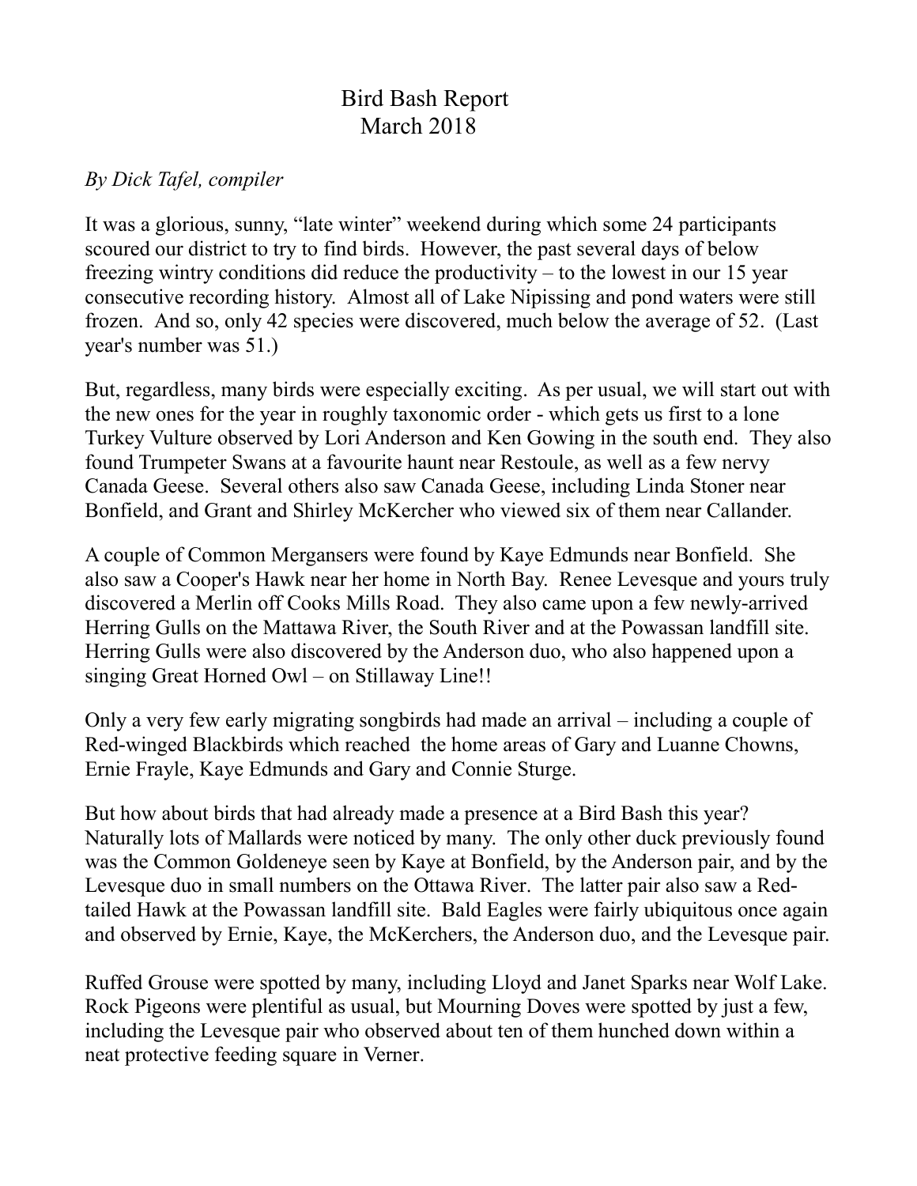# Bird Bash Report
## March 2018

*By Dick Tafel, compiler*

It was a glorious, sunny, "late winter" weekend during which some 24 participants scoured our district to try to find birds. However, the past several days of below freezing wintry conditions did reduce the productivity – to the lowest in our 15 year consecutive recording history. Almost all of Lake Nipissing and pond waters were still frozen. And so, only 42 species were discovered, much below the average of 52. (Last year's number was 51.)

But, regardless, many birds were especially exciting. As per usual, we will start out with the new ones for the year in roughly taxonomic order - which gets us first to a lone Turkey Vulture observed by Lori Anderson and Ken Gowing in the south end. They also found Trumpeter Swans at a favourite haunt near Restoule, as well as a few nervy Canada Geese. Several others also saw Canada Geese, including Linda Stoner near Bonfield, and Grant and Shirley McKercher who viewed six of them near Callander.

A couple of Common Mergansers were found by Kaye Edmunds near Bonfield. She also saw a Cooper's Hawk near her home in North Bay. Renee Levesque and yours truly discovered a Merlin off Cooks Mills Road. They also came upon a few newly-arrived Herring Gulls on the Mattawa River, the South River and at the Powassan landfill site. Herring Gulls were also discovered by the Anderson duo, who also happened upon a singing Great Horned Owl – on Stillaway Line!!

Only a very few early migrating songbirds had made an arrival – including a couple of Red-winged Blackbirds which reached the home areas of Gary and Luanne Chowns, Ernie Frayle, Kaye Edmunds and Gary and Connie Sturge.

But how about birds that had already made a presence at a Bird Bash this year? Naturally lots of Mallards were noticed by many. The only other duck previously found was the Common Goldeneye seen by Kaye at Bonfield, by the Anderson pair, and by the Levesque duo in small numbers on the Ottawa River. The latter pair also saw a Red-tailed Hawk at the Powassan landfill site. Bald Eagles were fairly ubiquitous once again and observed by Ernie, Kaye, the McKerchers, the Anderson duo, and the Levesque pair.

Ruffed Grouse were spotted by many, including Lloyd and Janet Sparks near Wolf Lake. Rock Pigeons were plentiful as usual, but Mourning Doves were spotted by just a few, including the Levesque pair who observed about ten of them hunched down within a neat protective feeding square in Verner.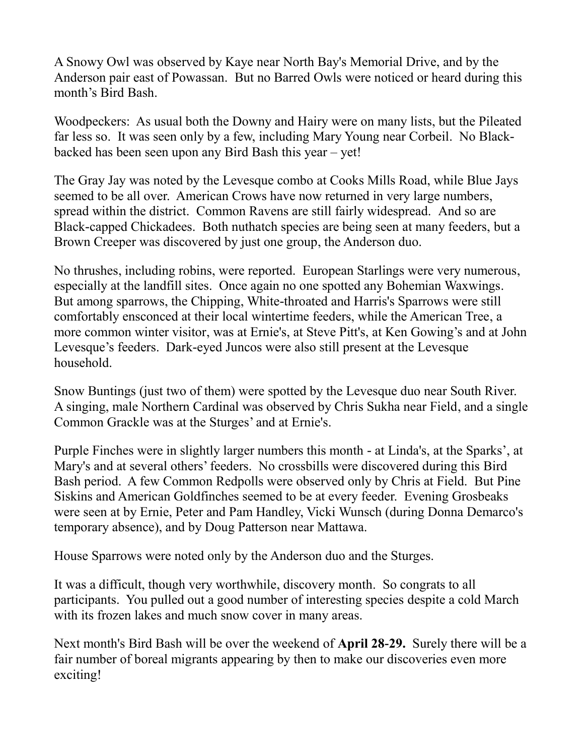A Snowy Owl was observed by Kaye near North Bay's Memorial Drive, and by the Anderson pair east of Powassan. But no Barred Owls were noticed or heard during this month's Bird Bash.

Woodpeckers: As usual both the Downy and Hairy were on many lists, but the Pileated far less so. It was seen only by a few, including Mary Young near Corbeil. No Black-backed has been seen upon any Bird Bash this year – yet!

The Gray Jay was noted by the Levesque combo at Cooks Mills Road, while Blue Jays seemed to be all over. American Crows have now returned in very large numbers, spread within the district. Common Ravens are still fairly widespread. And so are Black-capped Chickadees. Both nuthatch species are being seen at many feeders, but a Brown Creeper was discovered by just one group, the Anderson duo.

No thrushes, including robins, were reported. European Starlings were very numerous, especially at the landfill sites. Once again no one spotted any Bohemian Waxwings. But among sparrows, the Chipping, White-throated and Harris's Sparrows were still comfortably ensconced at their local wintertime feeders, while the American Tree, a more common winter visitor, was at Ernie's, at Steve Pitt's, at Ken Gowing's and at John Levesque's feeders. Dark-eyed Juncos were also still present at the Levesque household.

Snow Buntings (just two of them) were spotted by the Levesque duo near South River. A singing, male Northern Cardinal was observed by Chris Sukha near Field, and a single Common Grackle was at the Sturges' and at Ernie's.

Purple Finches were in slightly larger numbers this month - at Linda's, at the Sparks', at Mary's and at several others' feeders. No crossbills were discovered during this Bird Bash period. A few Common Redpolls were observed only by Chris at Field. But Pine Siskins and American Goldfinches seemed to be at every feeder. Evening Grosbeaks were seen at by Ernie, Peter and Pam Handley, Vicki Wunsch (during Donna Demarco's temporary absence), and by Doug Patterson near Mattawa.

House Sparrows were noted only by the Anderson duo and the Sturges.

It was a difficult, though very worthwhile, discovery month. So congrats to all participants. You pulled out a good number of interesting species despite a cold March with its frozen lakes and much snow cover in many areas.

Next month's Bird Bash will be over the weekend of **April 28-29.** Surely there will be a fair number of boreal migrants appearing by then to make our discoveries even more exciting!